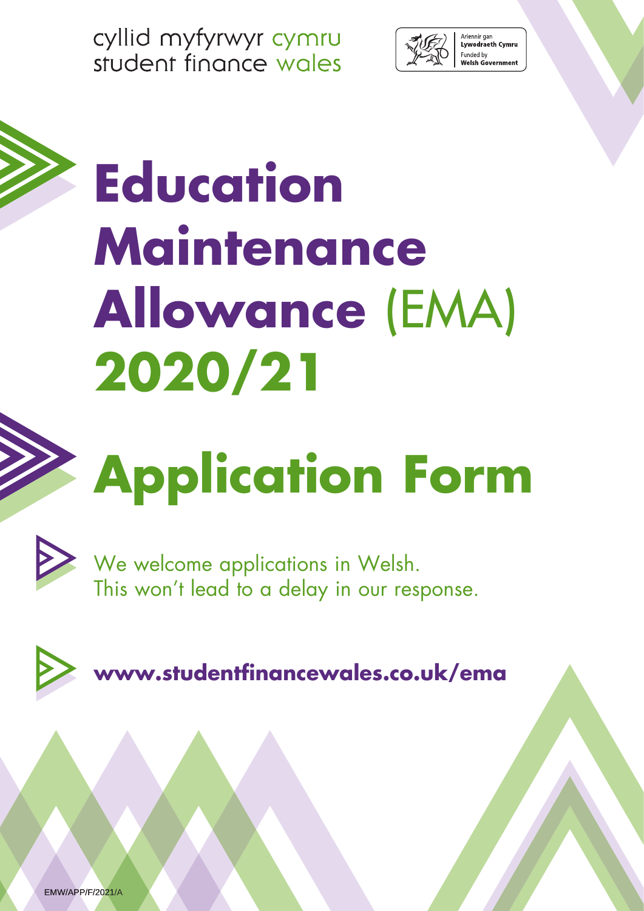cyllid myfyrwyr cymru
student finance wales

Ariennir gan Lywodraeth Cymru
Funded by Welsh Government

# Education Maintenance Allowance (EMA) 2020/21

# Application Form

We welcome applications in Welsh.
This won't lead to a delay in our response.

**www.studentfinancewales.co.uk/ema**

EMW/APP/F/2021/A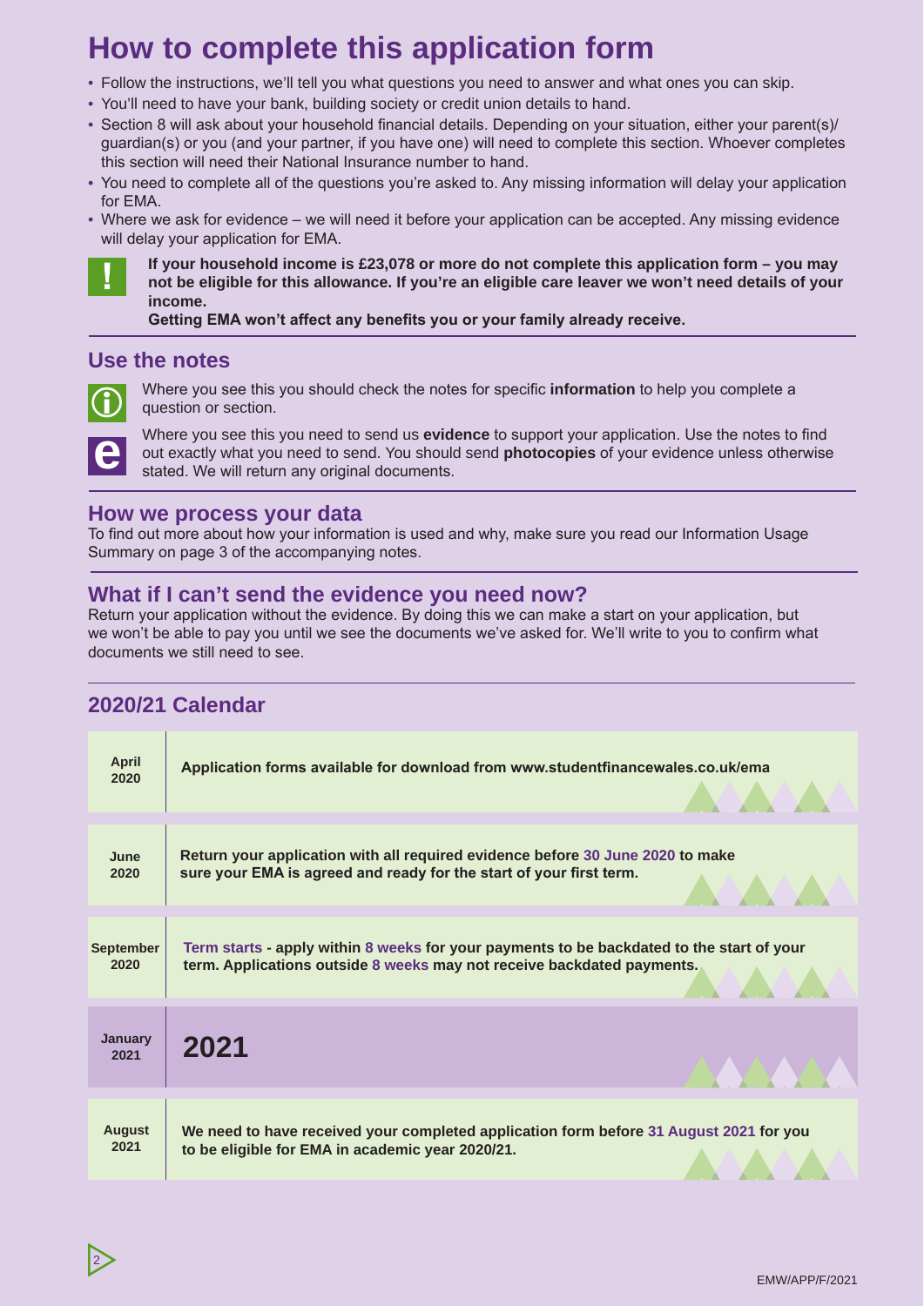# How to complete this application form

- Follow the instructions, we'll tell you what questions you need to answer and what ones you can skip.
- You'll need to have your bank, building society or credit union details to hand.
- Section 8 will ask about your household financial details. Depending on your situation, either your parent(s)/guardian(s) or you (and your partner, if you have one) will need to complete this section. Whoever completes this section will need their National Insurance number to hand.
- You need to complete all of the questions you're asked to. Any missing information will delay your application for EMA.
- Where we ask for evidence – we will need it before your application can be accepted. Any missing evidence will delay your application for EMA.

**If your household income is £23,078 or more do not complete this application form – you may not be eligible for this allowance. If you're an eligible care leaver we won't need details of your income.**

**Getting EMA won't affect any benefits you or your family already receive.**

## Use the notes

Where you see this you should check the notes for specific **information** to help you complete a question or section.

Where you see this you need to send us **evidence** to support your application. Use the notes to find out exactly what you need to send. You should send **photocopies** of your evidence unless otherwise stated. We will return any original documents.

## How we process your data

To find out more about how your information is used and why, make sure you read our Information Usage Summary on page 3 of the accompanying notes.

## What if I can't send the evidence you need now?

Return your application without the evidence. By doing this we can make a start on your application, but we won't be able to pay you until we see the documents we've asked for. We'll write to you to confirm what documents we still need to see.

## 2020/21 Calendar

| | |
|---|---|
| April 2020 | **Application forms available for download from www.studentfinancewales.co.uk/ema** |
| June 2020 | **Return your application with all required evidence before 30 June 2020 to make sure your EMA is agreed and ready for the start of your first term.** |
| September 2020 | **Term starts - apply within 8 weeks for your payments to be backdated to the start of your term. Applications outside 8 weeks may not receive backdated payments.** |
| January 2021 | **2021** |
| August 2021 | **We need to have received your completed application form before 31 August 2021 for you to be eligible for EMA in academic year 2020/21.** |

EMW/APP/F/2021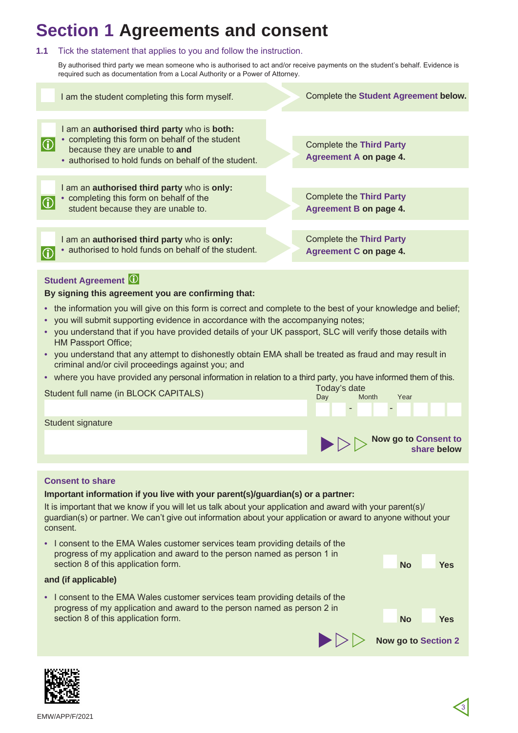# Section 1 Agreements and consent

**1.1** Tick the statement that applies to you and follow the instruction.

By authorised third party we mean someone who is authorised to act and/or receive payments on the student's behalf. Evidence is required such as documentation from a Local Authority or a Power of Attorney.

| Statement | Instruction |
|---|---|
| ☐ I am the student completing this form myself. | Complete the **Student Agreement below.** |
| ☐ I am an **authorised third party** who is **both:** • completing this form on behalf of the student because they are unable to **and** • authorised to hold funds on behalf of the student. | Complete the **Third Party Agreement A on page 4.** |
| ☐ I am an **authorised third party** who is **only:** • completing this form on behalf of the student because they are unable to. | Complete the **Third Party Agreement B on page 4.** |
| ☐ I am an **authorised third party** who is **only:** • authorised to hold funds on behalf of the student. | Complete the **Third Party Agreement C on page 4.** |

## Student Agreement

**By signing this agreement you are confirming that:**

- the information you will give on this form is correct and complete to the best of your knowledge and belief;
- you will submit supporting evidence in accordance with the accompanying notes;
- you understand that if you have provided details of your UK passport, SLC will verify those details with HM Passport Office;
- you understand that any attempt to dishonestly obtain EMA shall be treated as fraud and may result in criminal and/or civil proceedings against you; and
- where you have provided any personal information in relation to a third party, you have informed them of this.

Student full name (in BLOCK CAPITALS) ____________________

Today's date: Day __ __ - Month __ __ - Year __ __ __ __

Student signature ____________________

**Now go to Consent to share below**

## Consent to share

**Important information if you live with your parent(s)/guardian(s) or a partner:**

It is important that we know if you will let us talk about your application and award with your parent(s)/guardian(s) or partner. We can't give out information about your application or award to anyone without your consent.

- I consent to the EMA Wales customer services team providing details of the progress of my application and award to the person named as person 1 in section 8 of this application form. ☐ **No** ☐ **Yes**

**and (if applicable)**

- I consent to the EMA Wales customer services team providing details of the progress of my application and award to the person named as person 2 in section 8 of this application form. ☐ **No** ☐ **Yes**

**Now go to Section 2**

EMW/APP/F/2021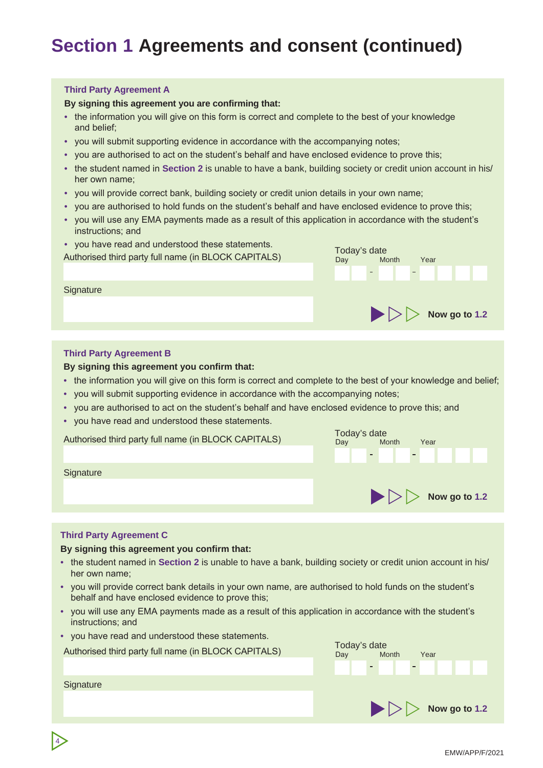# Section 1 Agreements and consent (continued)

### Third Party Agreement A

**By signing this agreement you are confirming that:**

- the information you will give on this form is correct and complete to the best of your knowledge and belief;
- you will submit supporting evidence in accordance with the accompanying notes;
- you are authorised to act on the student's behalf and have enclosed evidence to prove this;
- the student named in **Section 2** is unable to have a bank, building society or credit union account in his/her own name;
- you will provide correct bank, building society or credit union details in your own name;
- you are authorised to hold funds on the student's behalf and have enclosed evidence to prove this;
- you will use any EMA payments made as a result of this application in accordance with the student's instructions; and
- you have read and understood these statements.

Authorised third party full name (in BLOCK CAPITALS)

Today's date
Day - Month - Year

Signature

**Now go to 1.2**

### Third Party Agreement B

**By signing this agreement you confirm that:**

- the information you will give on this form is correct and complete to the best of your knowledge and belief;
- you will submit supporting evidence in accordance with the accompanying notes;
- you are authorised to act on the student's behalf and have enclosed evidence to prove this; and
- you have read and understood these statements.

Authorised third party full name (in BLOCK CAPITALS)

Today's date
Day - Month - Year

Signature

**Now go to 1.2**

### Third Party Agreement C

**By signing this agreement you confirm that:**

- the student named in **Section 2** is unable to have a bank, building society or credit union account in his/her own name;
- you will provide correct bank details in your own name, are authorised to hold funds on the student's behalf and have enclosed evidence to prove this;
- you will use any EMA payments made as a result of this application in accordance with the student's instructions; and
- you have read and understood these statements.

Authorised third party full name (in BLOCK CAPITALS)

Today's date
Day - Month - Year

Signature

**Now go to 1.2**

EMW/APP/F/2021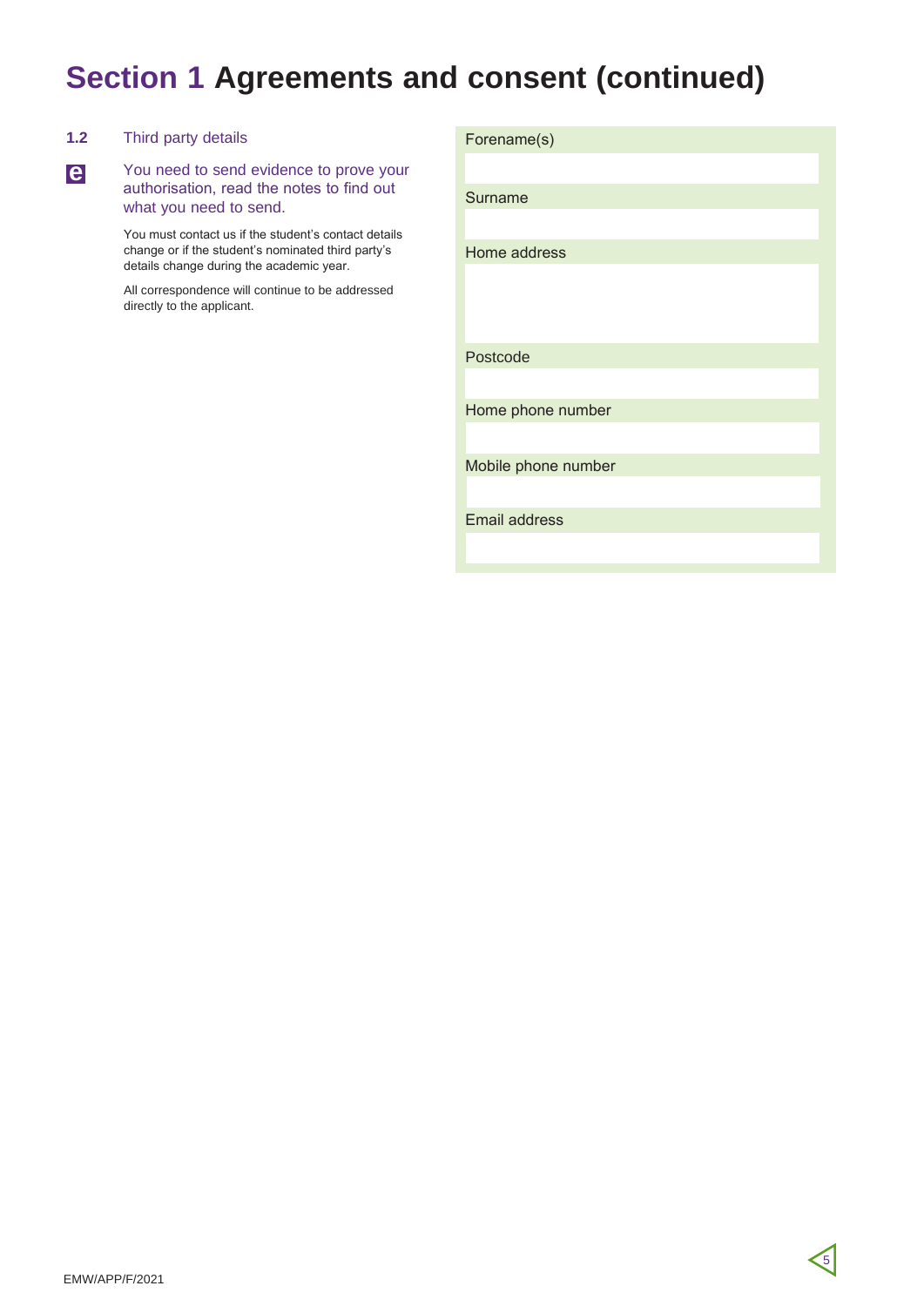# Section 1 Agreements and consent (continued)

**1.2** Third party details

**e** You need to send evidence to prove your authorisation, read the notes to find out what you need to send.

You must contact us if the student's contact details change or if the student's nominated third party's details change during the academic year.

All correspondence will continue to be addressed directly to the applicant.

| Field | |
|---|---|
| Forename(s) | |
| Surname | |
| Home address | |
| Postcode | |
| Home phone number | |
| Mobile phone number | |
| Email address | |

EMW/APP/F/2021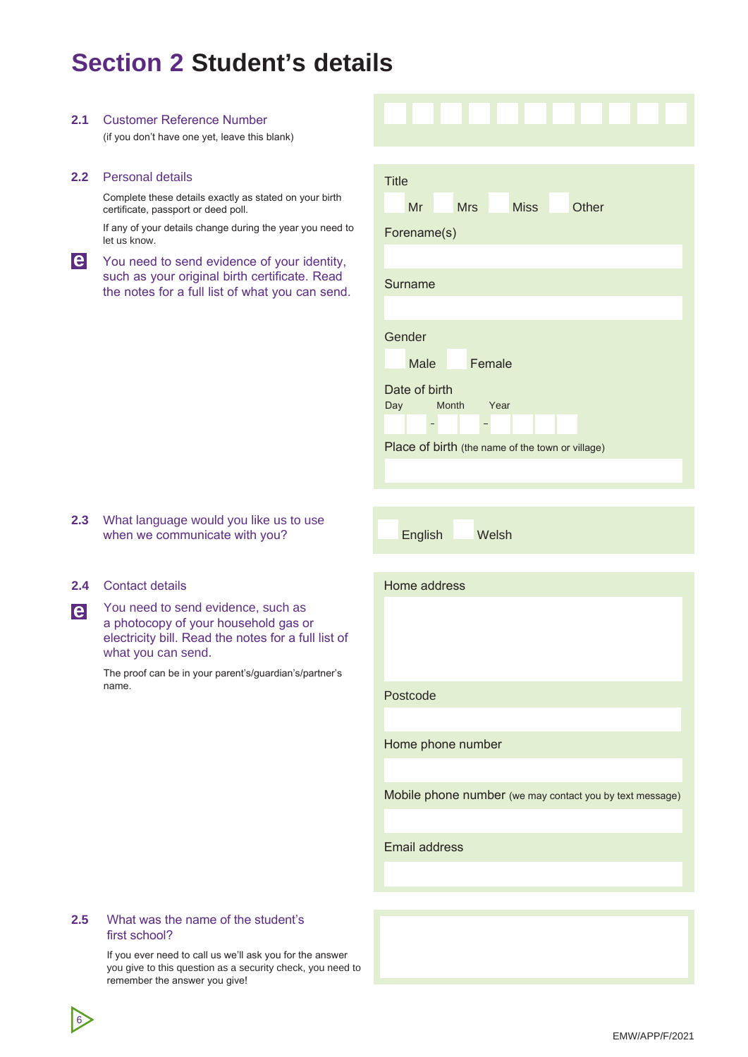# Section 2 Student's details

**2.1** Customer Reference Number

(if you don't have one yet, leave this blank)

**2.2** Personal details

Complete these details exactly as stated on your birth certificate, passport or deed poll.

If any of your details change during the year you need to let us know.

You need to send evidence of your identity, such as your original birth certificate. Read the notes for a full list of what you can send.

Title

☐ Mr ☐ Mrs ☐ Miss ☐ Other

Forename(s)

Surname

Gender

☐ Male ☐ Female

Date of birth

Day Month Year

__ __ - __ __ - __ __ __ __

Place of birth (the name of the town or village)

**2.3** What language would you like us to use when we communicate with you?

☐ English ☐ Welsh

**2.4** Contact details

You need to send evidence, such as a photocopy of your household gas or electricity bill. Read the notes for a full list of what you can send.

The proof can be in your parent's/guardian's/partner's name.

Home address

Postcode

Home phone number

Mobile phone number (we may contact you by text message)

Email address

**2.5** What was the name of the student's first school?

If you ever need to call us we'll ask you for the answer you give to this question as a security check, you need to remember the answer you give!

EMW/APP/F/2021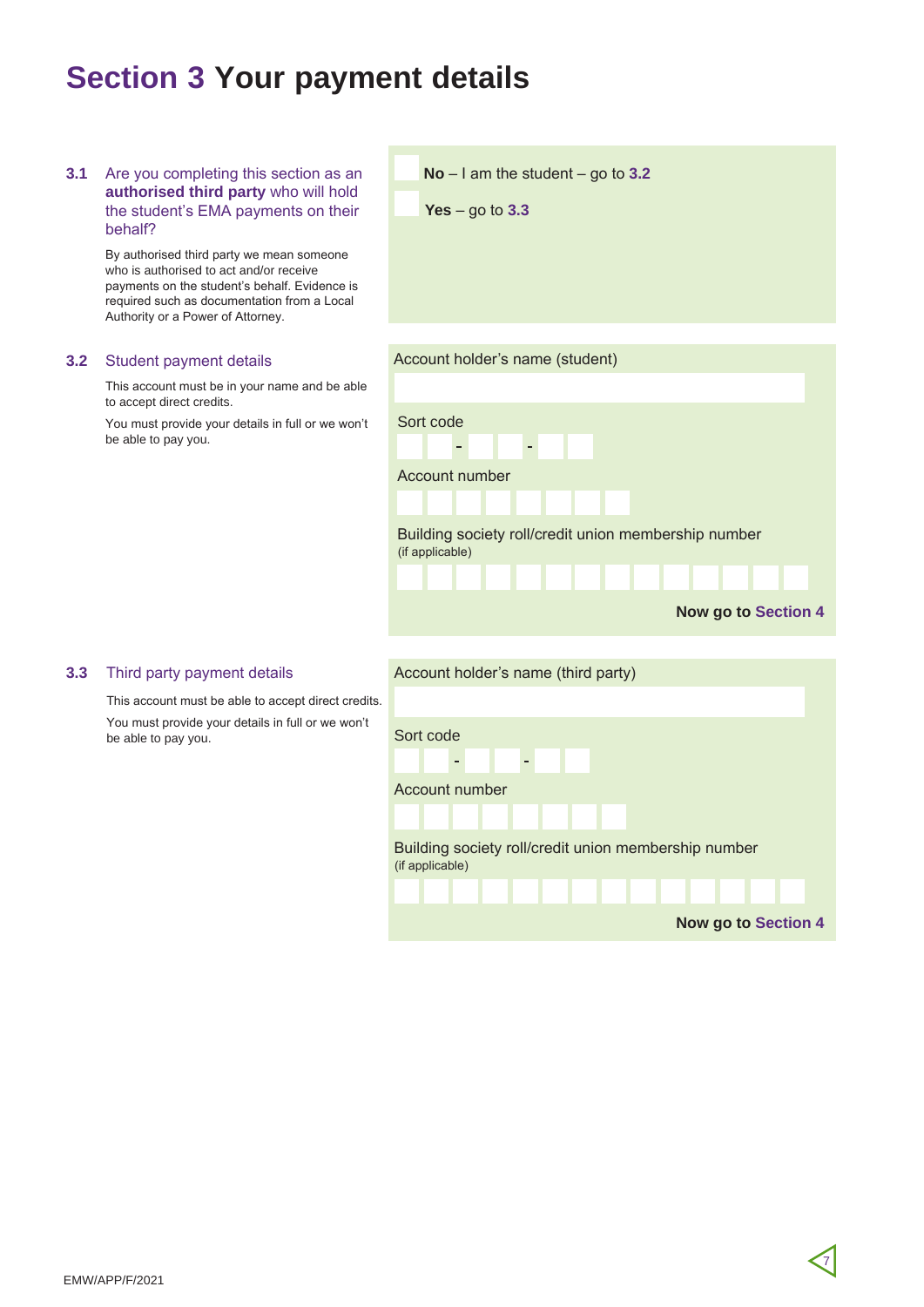# Section 3 Your payment details

**3.1** Are you completing this section as an **authorised third party** who will hold the student's EMA payments on their behalf?

By authorised third party we mean someone who is authorised to act and/or receive payments on the student's behalf. Evidence is required such as documentation from a Local Authority or a Power of Attorney.

- ☐ **No** – I am the student – go to **3.2**
- ☐ **Yes** – go to **3.3**

**3.2** Student payment details

This account must be in your name and be able to accept direct credits.

You must provide your details in full or we won't be able to pay you.

Account holder's name (student)

Sort code

☐☐ - ☐☐ - ☐☐

Account number

☐☐☐☐☐☐☐☐

Building society roll/credit union membership number
(if applicable)

☐☐☐☐☐☐☐☐☐☐☐☐☐☐

**Now go to Section 4**

**3.3** Third party payment details

This account must be able to accept direct credits.

You must provide your details in full or we won't be able to pay you.

Account holder's name (third party)

Sort code

☐☐ - ☐☐ - ☐☐

Account number

☐☐☐☐☐☐☐☐

Building society roll/credit union membership number
(if applicable)

☐☐☐☐☐☐☐☐☐☐☐☐☐☐

**Now go to Section 4**

EMW/APP/F/2021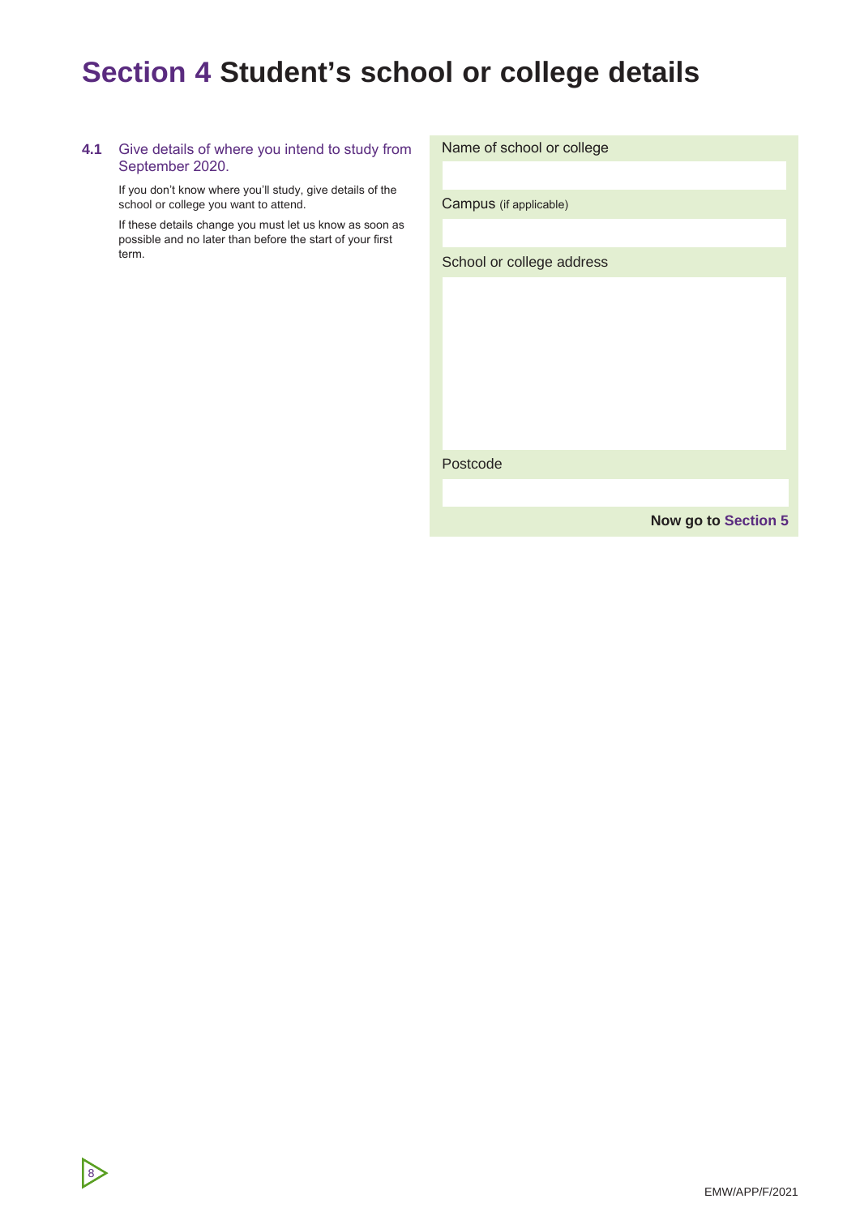# Section 4 Student's school or college details

**4.1** Give details of where you intend to study from September 2020.

If you don't know where you'll study, give details of the school or college you want to attend.

If these details change you must let us know as soon as possible and no later than before the start of your first term.

Name of school or college

Campus (if applicable)

School or college address

Postcode

**Now go to Section 5**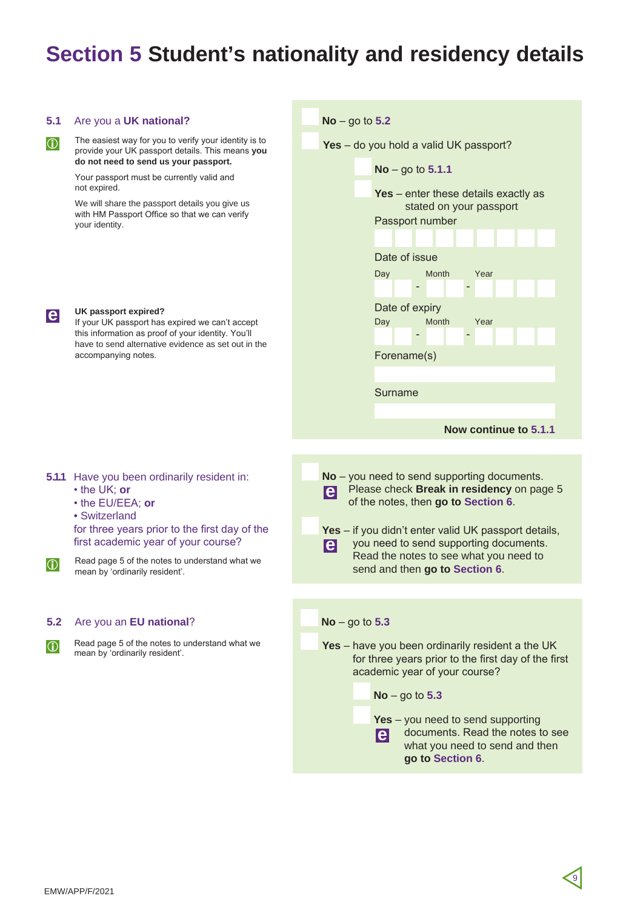# Section 5 Student's nationality and residency details

### 5.1 Are you a **UK national?**

ⓘ The easiest way for you to verify your identity is to provide your UK passport details. This means **you do not need to send us your passport.**

Your passport must be currently valid and not expired.

We will share the passport details you give us with HM Passport Office so that we can verify your identity.

- ☐ **No** – go to **5.2**
- ☐ **Yes** – do you hold a valid UK passport?
  - ☐ **No** – go to **5.1.1**
  - ☐ **Yes** – enter these details exactly as stated on your passport

Passport number

Date of issue

Day - Month - Year

Date of expiry

Day - Month - Year

Forename(s)

Surname

**Now continue to 5.1.1**

**UK passport expired?**
If your UK passport has expired we can't accept this information as proof of your identity. You'll have to send alternative evidence as set out in the accompanying notes.

### 5.1.1 Have you been ordinarily resident in:
- the UK; **or**
- the EU/EEA; **or**
- Switzerland

for three years prior to the first day of the first academic year of your course?

ⓘ Read page 5 of the notes to understand what we mean by 'ordinarily resident'.

- ☐ **No** – you need to send supporting documents. Please check **Break in residency** on page 5 of the notes, then **go to Section 6**.
- ☐ **Yes** – if you didn't enter valid UK passport details, you need to send supporting documents. Read the notes to see what you need to send and then **go to Section 6**.

### 5.2 Are you an **EU national**?

ⓘ Read page 5 of the notes to understand what we mean by 'ordinarily resident'.

- ☐ **No** – go to **5.3**
- ☐ **Yes** – have you been ordinarily resident a the UK for three years prior to the first day of the first academic year of your course?
  - ☐ **No** – go to **5.3**
  - ☐ **Yes** – you need to send supporting documents. Read the notes to see what you need to send and then **go to Section 6**.

EMW/APP/F/2021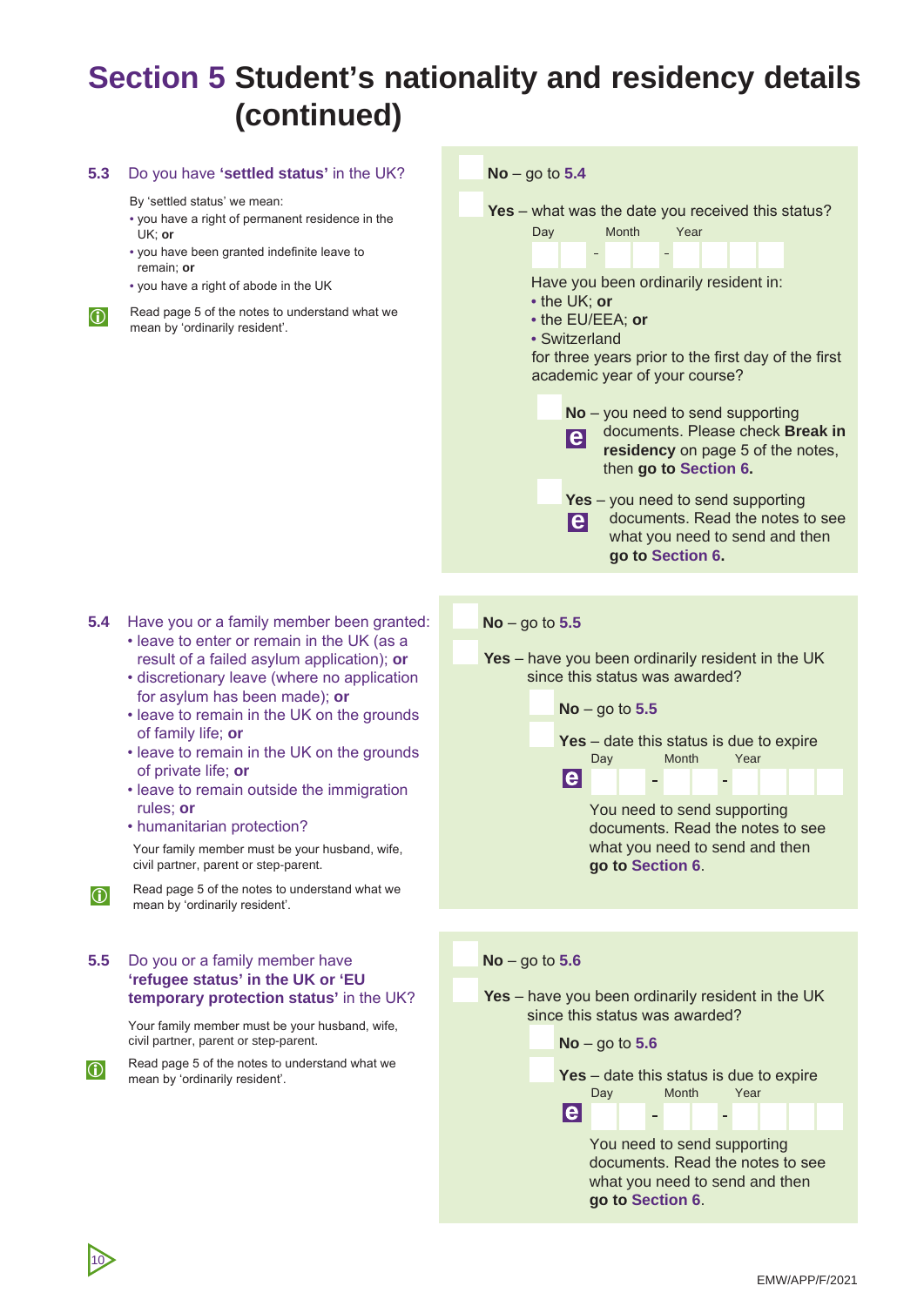# Section 5 Student's nationality and residency details (continued)

**5.3** Do you have **'settled status'** in the UK?

By 'settled status' we mean:

- you have a right of permanent residence in the UK; **or**
- you have been granted indefinite leave to remain; **or**
- you have a right of abode in the UK

Read page 5 of the notes to understand what we mean by 'ordinarily resident'.

☐ **No** – go to **5.4**

☐ **Yes** – what was the date you received this status?

Day ☐☐ - Month ☐☐ - Year ☐☐☐☐

Have you been ordinarily resident in:

- the UK; **or**
- the EU/EEA; **or**
- Switzerland

for three years prior to the first day of the first academic year of your course?

☐ **No** – you need to send supporting documents. Please check **Break in residency** on page 5 of the notes, then **go to Section 6.**

☐ **Yes** – you need to send supporting documents. Read the notes to see what you need to send and then **go to Section 6.**

**5.4** Have you or a family member been granted:

- leave to enter or remain in the UK (as a result of a failed asylum application); **or**
- discretionary leave (where no application for asylum has been made); **or**
- leave to remain in the UK on the grounds of family life; **or**
- leave to remain in the UK on the grounds of private life; **or**
- leave to remain outside the immigration rules; **or**
- humanitarian protection?

Your family member must be your husband, wife, civil partner, parent or step-parent.

Read page 5 of the notes to understand what we mean by 'ordinarily resident'.

☐ **No** – go to **5.5**

☐ **Yes** – have you been ordinarily resident in the UK since this status was awarded?

☐ **No** – go to **5.5**

☐ **Yes** – date this status is due to expire

Day ☐☐ - Month ☐☐ - Year ☐☐☐☐

You need to send supporting documents. Read the notes to see what you need to send and then **go to Section 6**.

**5.5** Do you or a family member have **'refugee status' in the UK or 'EU temporary protection status'** in the UK?

Your family member must be your husband, wife, civil partner, parent or step-parent.

Read page 5 of the notes to understand what we mean by 'ordinarily resident'.

☐ **No** – go to **5.6**

☐ **Yes** – have you been ordinarily resident in the UK since this status was awarded?

☐ **No** – go to **5.6**

☐ **Yes** – date this status is due to expire

Day ☐☐ - Month ☐☐ - Year ☐☐☐☐

You need to send supporting documents. Read the notes to see what you need to send and then **go to Section 6**.

EMW/APP/F/2021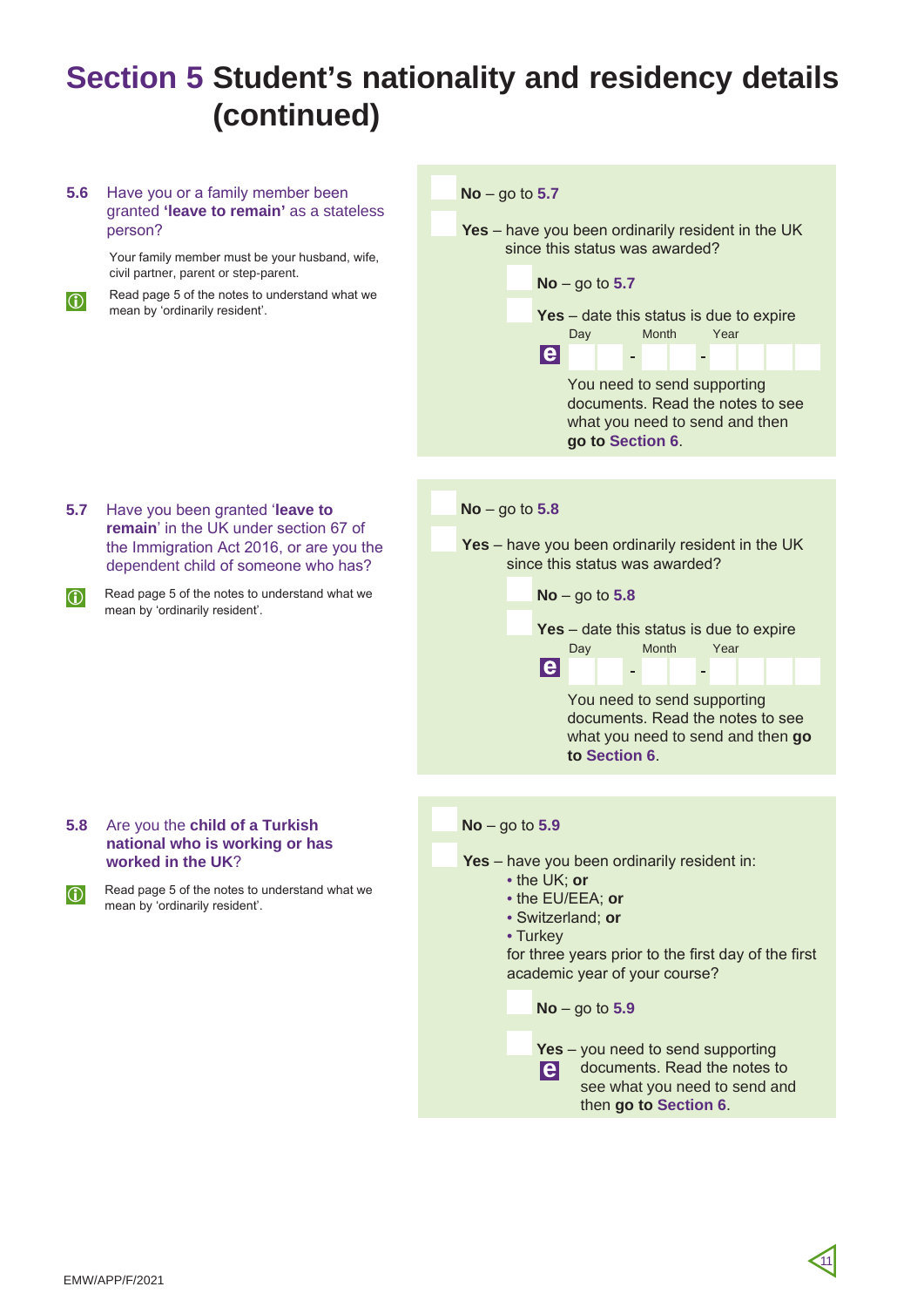# Section 5 Student's nationality and residency details (continued)

**5.6** Have you or a family member been granted **'leave to remain'** as a stateless person?

Your family member must be your husband, wife, civil partner, parent or step-parent.

Read page 5 of the notes to understand what we mean by 'ordinarily resident'.

- **No** – go to **5.7**
- **Yes** – have you been ordinarily resident in the UK since this status was awarded?
  - **No** – go to **5.7**
  - **Yes** – date this status is due to expire

    Day __ __ - Month __ __ - Year __ __ __ __

    You need to send supporting documents. Read the notes to see what you need to send and then **go to Section 6**.

**5.7** Have you been granted '**leave to remain**' in the UK under section 67 of the Immigration Act 2016, or are you the dependent child of someone who has?

Read page 5 of the notes to understand what we mean by 'ordinarily resident'.

- **No** – go to **5.8**
- **Yes** – have you been ordinarily resident in the UK since this status was awarded?
  - **No** – go to **5.8**
  - **Yes** – date this status is due to expire

    Day __ __ - Month __ __ - Year __ __ __ __

    You need to send supporting documents. Read the notes to see what you need to send and then **go to Section 6**.

**5.8** Are you the **child of a Turkish national who is working or has worked in the UK**?

Read page 5 of the notes to understand what we mean by 'ordinarily resident'.

- **No** – go to **5.9**
- **Yes** – have you been ordinarily resident in:
  - the UK; **or**
  - the EU/EEA; **or**
  - Switzerland; **or**
  - Turkey

  for three years prior to the first day of the first academic year of your course?
  - **No** – go to **5.9**
  - **Yes** – you need to send supporting documents. Read the notes to see what you need to send and then **go to Section 6**.

EMW/APP/F/2021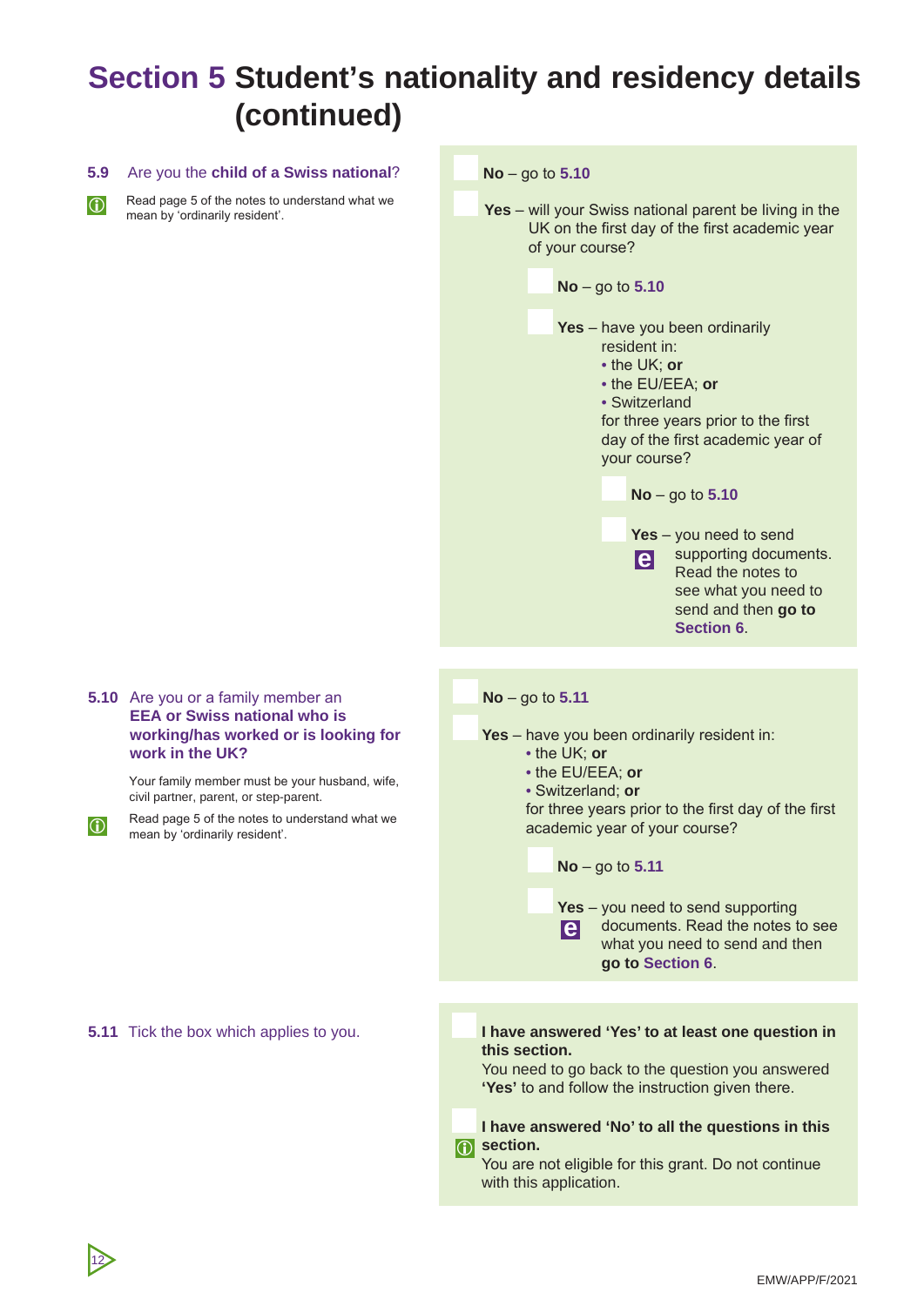# Section 5 Student's nationality and residency details (continued)

**5.9** Are you the **child of a Swiss national**?

Read page 5 of the notes to understand what we mean by 'ordinarily resident'.

- ☐ **No** – go to **5.10**
- ☐ **Yes** – will your Swiss national parent be living in the UK on the first day of the first academic year of your course?
  - ☐ **No** – go to **5.10**
  - ☐ **Yes** – have you been ordinarily resident in:
    - the UK; **or**
    - the EU/EEA; **or**
    - Switzerland

    for three years prior to the first day of the first academic year of your course?
    - ☐ **No** – go to **5.10**
    - ☐ **Yes** – you need to send supporting documents. Read the notes to see what you need to send and then **go to Section 6**.

**5.10** Are you or a family member an **EEA or Swiss national who is working/has worked or is looking for work in the UK?**

Your family member must be your husband, wife, civil partner, parent, or step-parent.

Read page 5 of the notes to understand what we mean by 'ordinarily resident'.

- ☐ **No** – go to **5.11**
- ☐ **Yes** – have you been ordinarily resident in:
  - the UK; **or**
  - the EU/EEA; **or**
  - Switzerland; **or**

  for three years prior to the first day of the first academic year of your course?
  - ☐ **No** – go to **5.11**
  - ☐ **Yes** – you need to send supporting documents. Read the notes to see what you need to send and then **go to Section 6**.

**5.11** Tick the box which applies to you.

- ☐ **I have answered 'Yes' to at least one question in this section.**
  You need to go back to the question you answered **'Yes'** to and follow the instruction given there.
- ☐ **I have answered 'No' to all the questions in this section.**
  You are not eligible for this grant. Do not continue with this application.

EMW/APP/F/2021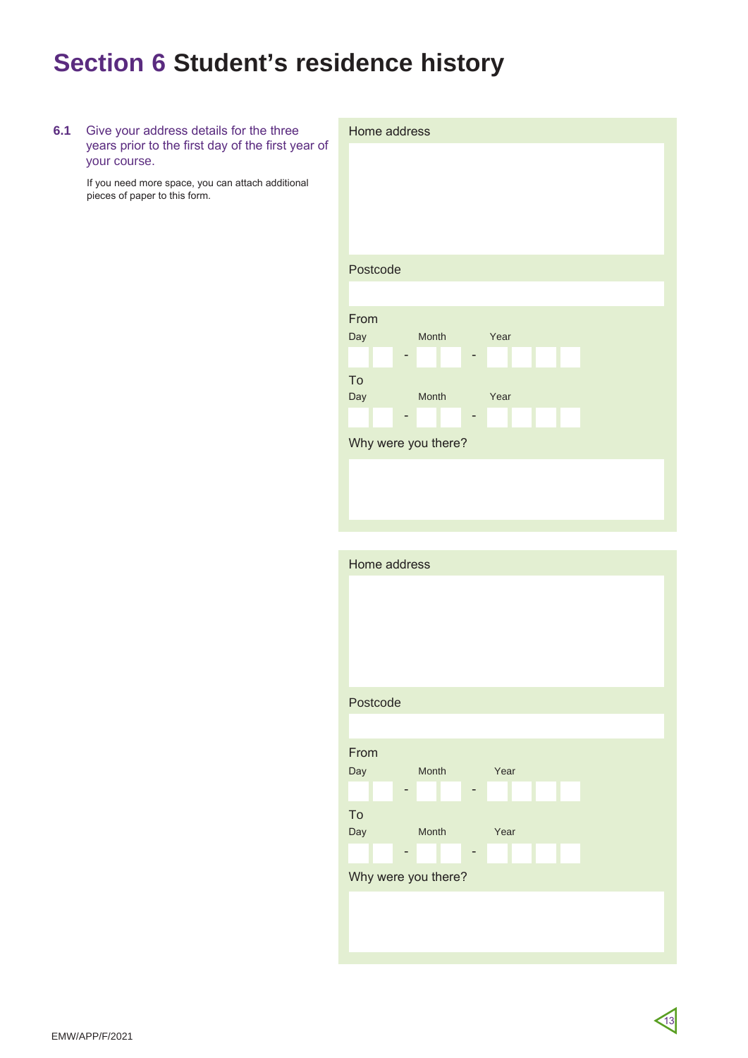# Section 6 Student's residence history

**6.1** Give your address details for the three years prior to the first day of the first year of your course.

If you need more space, you can attach additional pieces of paper to this form.

Home address

Postcode

From

Day - Month - Year

To

Day - Month - Year

Why were you there?

Home address

Postcode

From

Day - Month - Year

To

Day - Month - Year

Why were you there?

EMW/APP/F/2021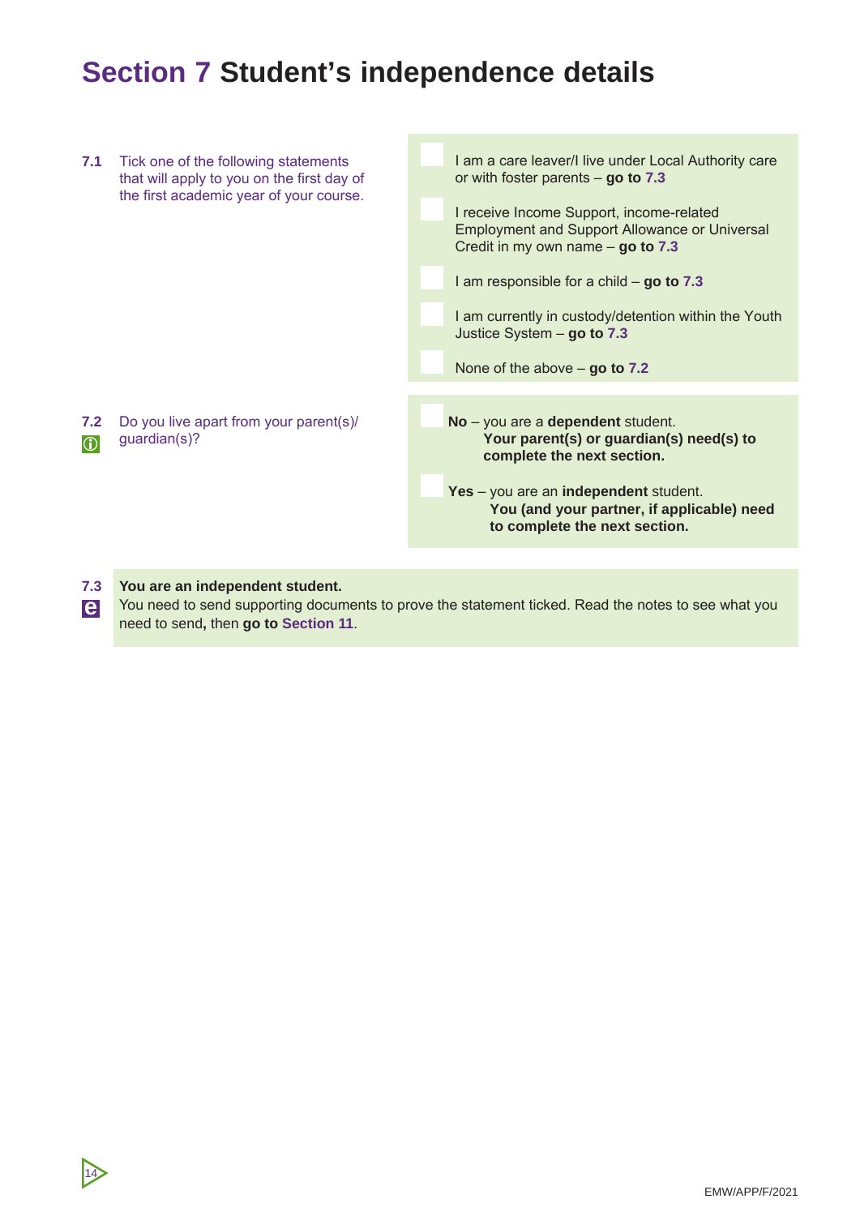# Section 7 Student's independence details

**7.1** Tick one of the following statements that will apply to you on the first day of the first academic year of your course.

- [ ] I am a care leaver/I live under Local Authority care or with foster parents – **go to 7.3**
- [ ] I receive Income Support, income-related Employment and Support Allowance or Universal Credit in my own name – **go to 7.3**
- [ ] I am responsible for a child – **go to 7.3**
- [ ] I am currently in custody/detention within the Youth Justice System – **go to 7.3**
- [ ] None of the above – **go to 7.2**

**7.2** Do you live apart from your parent(s)/ guardian(s)?

- [ ] **No** – you are a **dependent** student. **Your parent(s) or guardian(s) need(s) to complete the next section.**
- [ ] **Yes** – you are an **independent** student. **You (and your partner, if applicable) need to complete the next section.**

**7.3** **You are an independent student.**
You need to send supporting documents to prove the statement ticked. Read the notes to see what you need to send**,** then **go to Section 11**.

EMW/APP/F/2021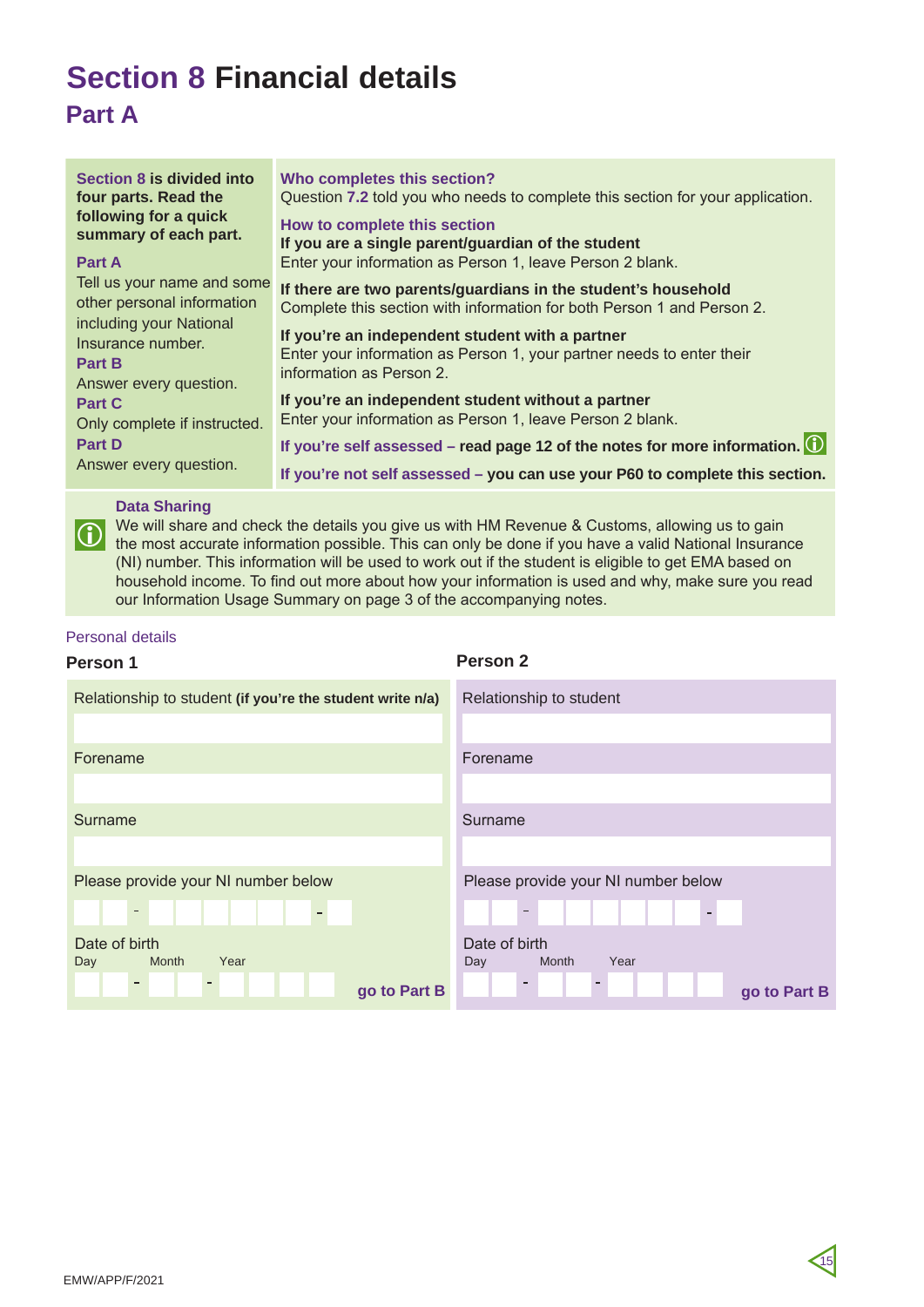# Section 8 Financial details

## Part A

**Section 8 is divided into four parts. Read the following for a quick summary of each part.**

**Part A**
Tell us your name and some other personal information including your National Insurance number.

**Part B**
Answer every question.

**Part C**
Only complete if instructed.

**Part D**
Answer every question.

**Who completes this section?**
Question **7.2** told you who needs to complete this section for your application.

**How to complete this section**

**If you are a single parent/guardian of the student**
Enter your information as Person 1, leave Person 2 blank.

**If there are two parents/guardians in the student's household**
Complete this section with information for both Person 1 and Person 2.

**If you're an independent student with a partner**
Enter your information as Person 1, your partner needs to enter their information as Person 2.

**If you're an independent student without a partner**
Enter your information as Person 1, leave Person 2 blank.

**If you're self assessed – read page 12 of the notes for more information.**

**If you're not self assessed – you can use your P60 to complete this section.**

**Data Sharing**
We will share and check the details you give us with HM Revenue & Customs, allowing us to gain the most accurate information possible. This can only be done if you have a valid National Insurance (NI) number. This information will be used to work out if the student is eligible to get EMA based on household income. To find out more about how your information is used and why, make sure you read our Information Usage Summary on page 3 of the accompanying notes.

Personal details

| Person 1 | Person 2 |
|---|---|
| Relationship to student **(if you're the student write n/a)** | Relationship to student |
| | |
| Forename | Forename |
| | |
| Surname | Surname |
| | |
| Please provide your NI number below | Please provide your NI number below |
| ☐☐ - ☐☐☐☐☐☐ - ☐ | ☐☐ - ☐☐☐☐☐☐ - ☐ |
| Date of birth<br>Day Month Year<br>☐☐ - ☐☐ - ☐☐☐☐ | Date of birth<br>Day Month Year<br>☐☐ - ☐☐ - ☐☐☐☐ |
| **go to Part B** | **go to Part B** |

EMW/APP/F/2021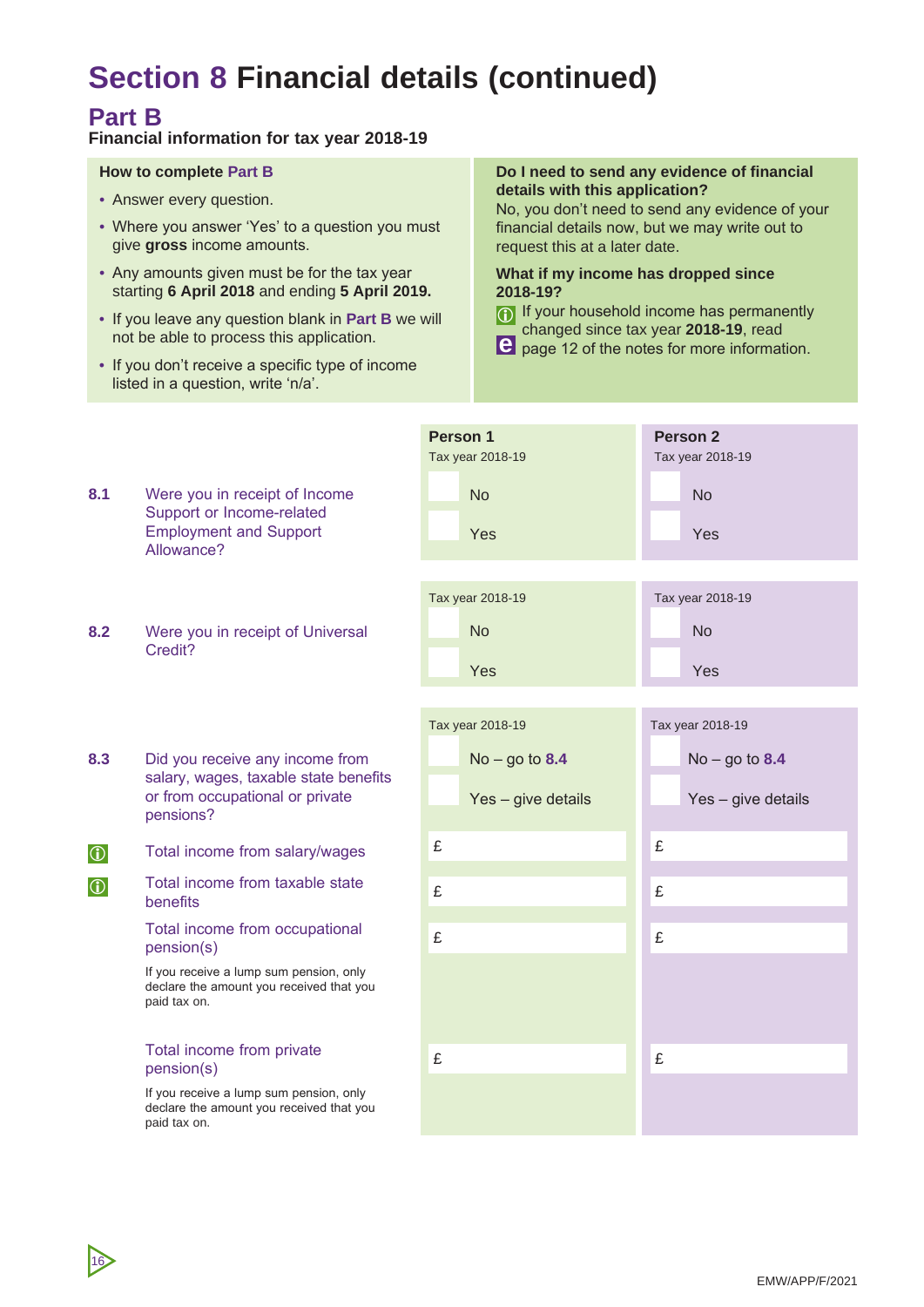# Section 8 Financial details (continued)

## Part B

**Financial information for tax year 2018-19**

**How to complete Part B**

- Answer every question.
- Where you answer 'Yes' to a question you must give **gross** income amounts.
- Any amounts given must be for the tax year starting **6 April 2018** and ending **5 April 2019.**
- If you leave any question blank in **Part B** we will not be able to process this application.
- If you don't receive a specific type of income listed in a question, write 'n/a'.

**Do I need to send any evidence of financial details with this application?**

No, you don't need to send any evidence of your financial details now, but we may write out to request this at a later date.

**What if my income has dropped since 2018-19?**

If your household income has permanently changed since tax year **2018-19**, read page 12 of the notes for more information.

| | | Person 1 | Person 2 |
|---|---|---|---|
| | | Tax year 2018-19 | Tax year 2018-19 |
| 8.1 | Were you in receipt of Income Support or Income-related Employment and Support Allowance? | ☐ No<br>☐ Yes | ☐ No<br>☐ Yes |
| | | Tax year 2018-19 | Tax year 2018-19 |
| 8.2 | Were you in receipt of Universal Credit? | ☐ No<br>☐ Yes | ☐ No<br>☐ Yes |
| | | Tax year 2018-19 | Tax year 2018-19 |
| 8.3 | Did you receive any income from salary, wages, taxable state benefits or from occupational or private pensions? | ☐ No – go to **8.4**<br>☐ Yes – give details | ☐ No – go to **8.4**<br>☐ Yes – give details |
| | Total income from salary/wages | £ | £ |
| | Total income from taxable state benefits | £ | £ |
| | Total income from occupational pension(s)<br>If you receive a lump sum pension, only declare the amount you received that you paid tax on. | £ | £ |
| | Total income from private pension(s)<br>If you receive a lump sum pension, only declare the amount you received that you paid tax on. | £ | £ |

EMW/APP/F/2021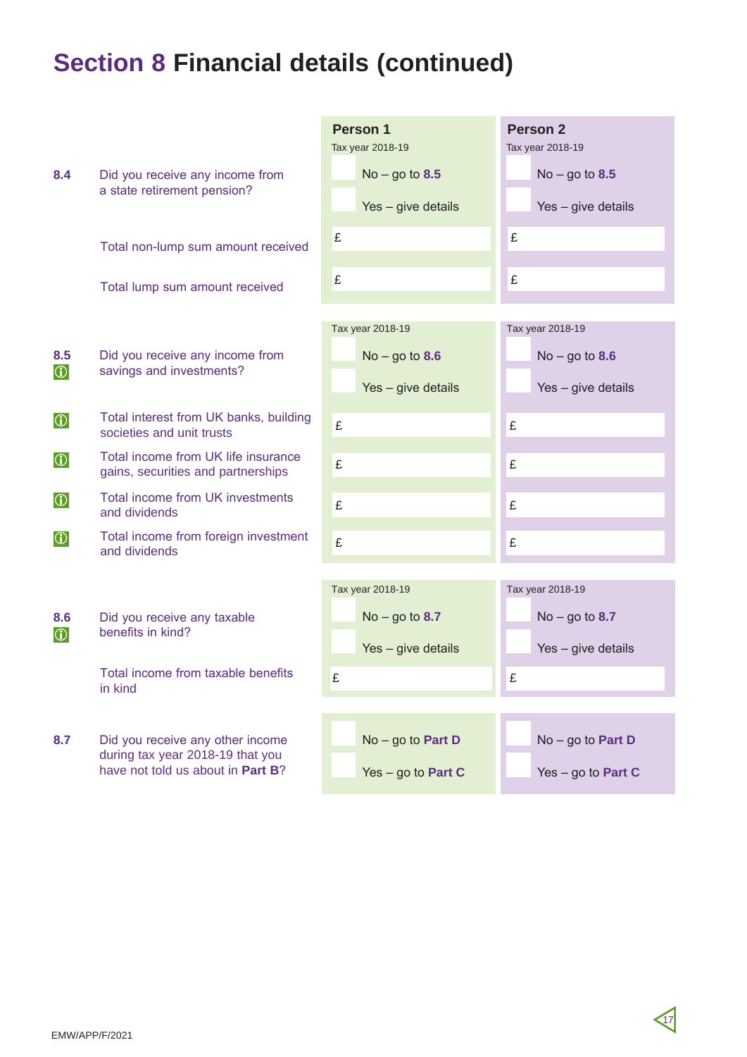# Section 8 Financial details (continued)

| | | Person 1 | Person 2 |
|---|---|---|---|
| | | Tax year 2018-19 | Tax year 2018-19 |
| **8.4** | Did you receive any income from a state retirement pension? | ☐ No – go to **8.5**<br>☐ Yes – give details | ☐ No – go to **8.5**<br>☐ Yes – give details |
| | Total non-lump sum amount received | £ | £ |
| | Total lump sum amount received | £ | £ |
| | | Tax year 2018-19 | Tax year 2018-19 |
| **8.5** ⓘ | Did you receive any income from savings and investments? | ☐ No – go to **8.6**<br>☐ Yes – give details | ☐ No – go to **8.6**<br>☐ Yes – give details |
| ⓘ | Total interest from UK banks, building societies and unit trusts | £ | £ |
| ⓘ | Total income from UK life insurance gains, securities and partnerships | £ | £ |
| ⓘ | Total income from UK investments and dividends | £ | £ |
| ⓘ | Total income from foreign investment and dividends | £ | £ |
| | | Tax year 2018-19 | Tax year 2018-19 |
| **8.6** ⓘ | Did you receive any taxable benefits in kind? | ☐ No – go to **8.7**<br>☐ Yes – give details | ☐ No – go to **8.7**<br>☐ Yes – give details |
| | Total income from taxable benefits in kind | £ | £ |
| **8.7** | Did you receive any other income during tax year 2018-19 that you have not told us about in **Part B**? | ☐ No – go to **Part D**<br>☐ Yes – go to **Part C** | ☐ No – go to **Part D**<br>☐ Yes – go to **Part C** |

EMW/APP/F/2021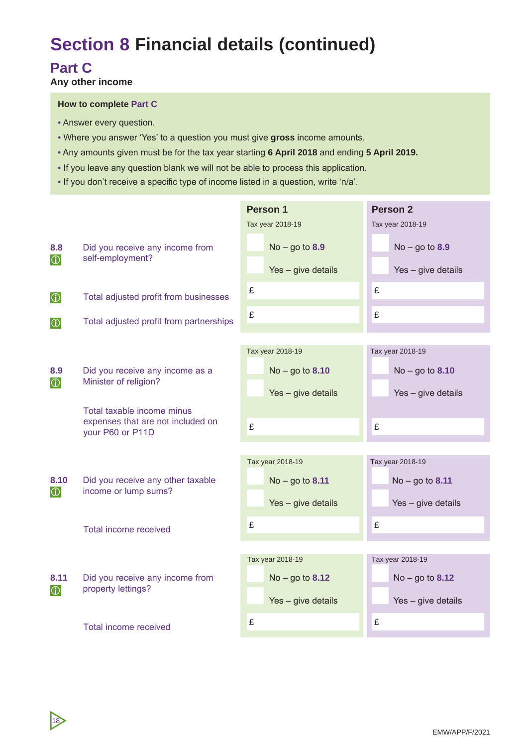# Section 8 Financial details (continued)

## Part C

**Any other income**

**How to complete Part C**

- Answer every question.
- Where you answer 'Yes' to a question you must give **gross** income amounts.
- Any amounts given must be for the tax year starting **6 April 2018** and ending **5 April 2019.**
- If you leave any question blank we will not be able to process this application.
- If you don't receive a specific type of income listed in a question, write 'n/a'.

| | | Person 1 | Person 2 |
|---|---|---|---|
| | | Tax year 2018-19 | Tax year 2018-19 |
| 8.8 | Did you receive any income from self-employment? | ☐ No – go to 8.9<br>☐ Yes – give details | ☐ No – go to 8.9<br>☐ Yes – give details |
| | Total adjusted profit from businesses | £ | £ |
| | Total adjusted profit from partnerships | £ | £ |
| | | Tax year 2018-19 | Tax year 2018-19 |
| 8.9 | Did you receive any income as a Minister of religion? | ☐ No – go to 8.10<br>☐ Yes – give details | ☐ No – go to 8.10<br>☐ Yes – give details |
| | Total taxable income minus expenses that are not included on your P60 or P11D | £ | £ |
| | | Tax year 2018-19 | Tax year 2018-19 |
| 8.10 | Did you receive any other taxable income or lump sums? | ☐ No – go to 8.11<br>☐ Yes – give details | ☐ No – go to 8.11<br>☐ Yes – give details |
| | Total income received | £ | £ |
| | | Tax year 2018-19 | Tax year 2018-19 |
| 8.11 | Did you receive any income from property lettings? | ☐ No – go to 8.12<br>☐ Yes – give details | ☐ No – go to 8.12<br>☐ Yes – give details |
| | Total income received | £ | £ |

EMW/APP/F/2021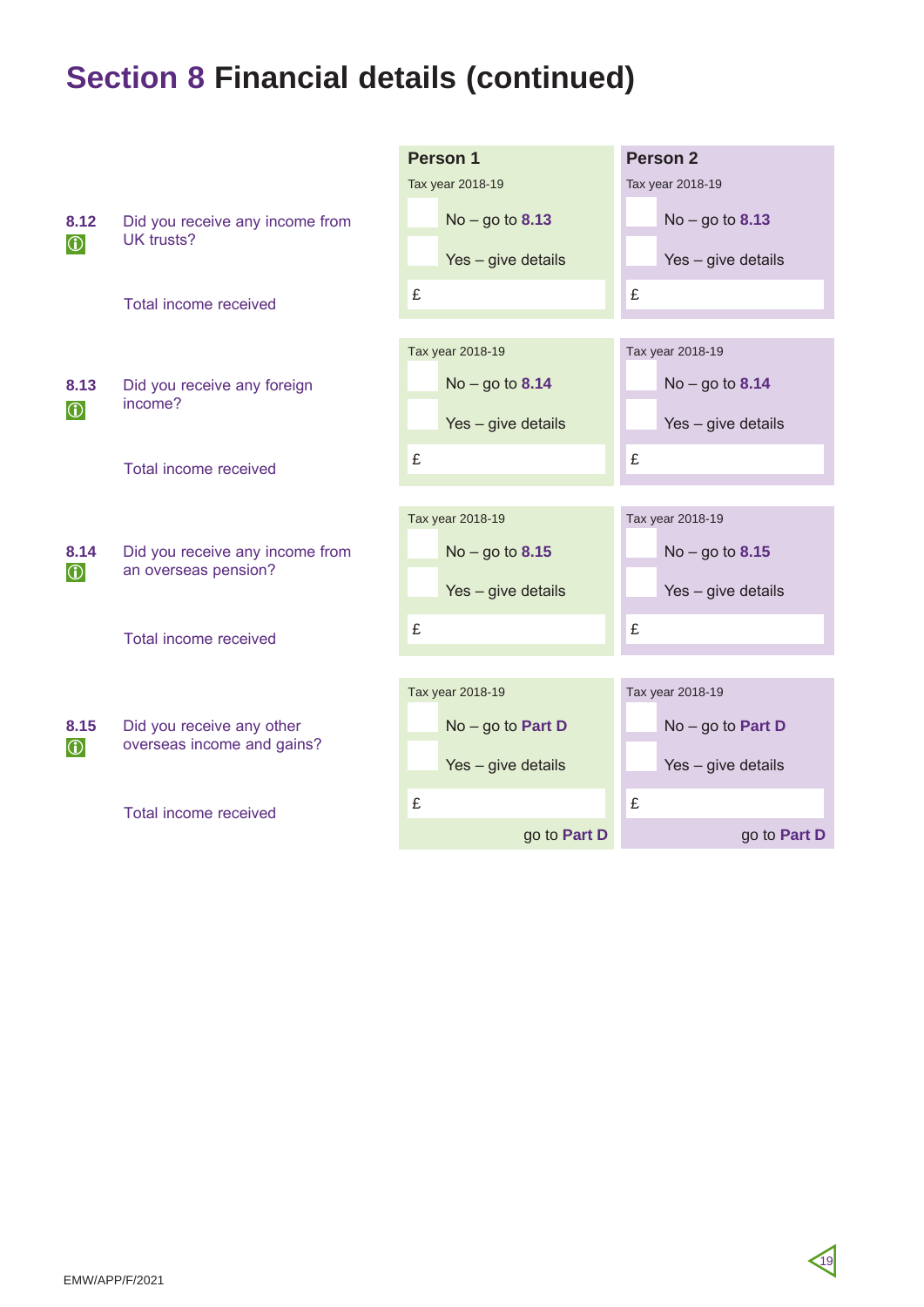# Section 8 Financial details (continued)

| | | Person 1 | Person 2 |
|---|---|---|---|
| | | Tax year 2018-19 | Tax year 2018-19 |
| 8.12 | Did you receive any income from UK trusts? | No – go to **8.13** | No – go to **8.13** |
| | | Yes – give details | Yes – give details |
| | Total income received | £ | £ |
| | | Tax year 2018-19 | Tax year 2018-19 |
| 8.13 | Did you receive any foreign income? | No – go to **8.14** | No – go to **8.14** |
| | | Yes – give details | Yes – give details |
| | Total income received | £ | £ |
| | | Tax year 2018-19 | Tax year 2018-19 |
| 8.14 | Did you receive any income from an overseas pension? | No – go to **8.15** | No – go to **8.15** |
| | | Yes – give details | Yes – give details |
| | Total income received | £ | £ |
| | | Tax year 2018-19 | Tax year 2018-19 |
| 8.15 | Did you receive any other overseas income and gains? | No – go to **Part D** | No – go to **Part D** |
| | | Yes – give details | Yes – give details |
| | Total income received | £ | £ |
| | | go to **Part D** | go to **Part D** |

EMW/APP/F/2021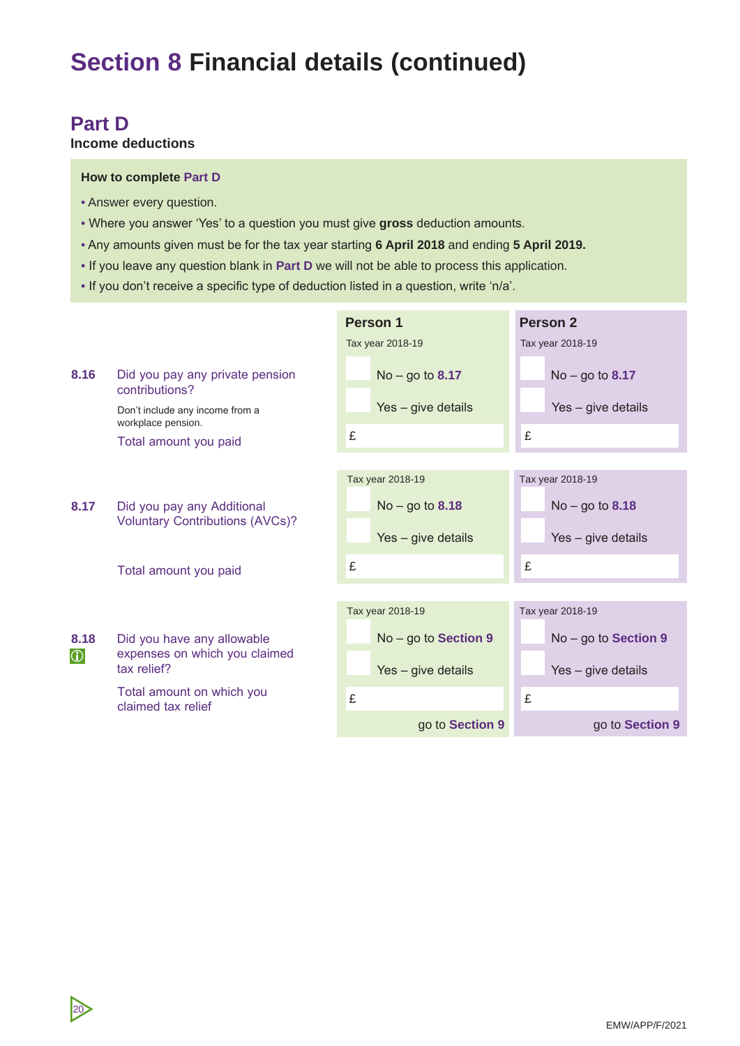# Section 8 Financial details (continued)

## Part D

**Income deductions**

**How to complete Part D**

- Answer every question.
- Where you answer 'Yes' to a question you must give **gross** deduction amounts.
- Any amounts given must be for the tax year starting **6 April 2018** and ending **5 April 2019.**
- If you leave any question blank in **Part D** we will not be able to process this application.
- If you don't receive a specific type of deduction listed in a question, write 'n/a'.

| | Question | Person 1 | Person 2 |
|---|---|---|---|
| | | **Tax year 2018-19** | **Tax year 2018-19** |
| **8.16** | Did you pay any private pension contributions? Don't include any income from a workplace pension. | ☐ No – go to **8.17** ☐ Yes – give details | ☐ No – go to **8.17** ☐ Yes – give details |
| | Total amount you paid | £ | £ |
| | | Tax year 2018-19 | Tax year 2018-19 |
| **8.17** | Did you pay any Additional Voluntary Contributions (AVCs)? | ☐ No – go to **8.18** ☐ Yes – give details | ☐ No – go to **8.18** ☐ Yes – give details |
| | Total amount you paid | £ | £ |
| | | Tax year 2018-19 | Tax year 2018-19 |
| **8.18** | Did you have any allowable expenses on which you claimed tax relief? | ☐ No – go to **Section 9** ☐ Yes – give details | ☐ No – go to **Section 9** ☐ Yes – give details |
| | Total amount on which you claimed tax relief | £ | £ |
| | | go to **Section 9** | go to **Section 9** |

EMW/APP/F/2021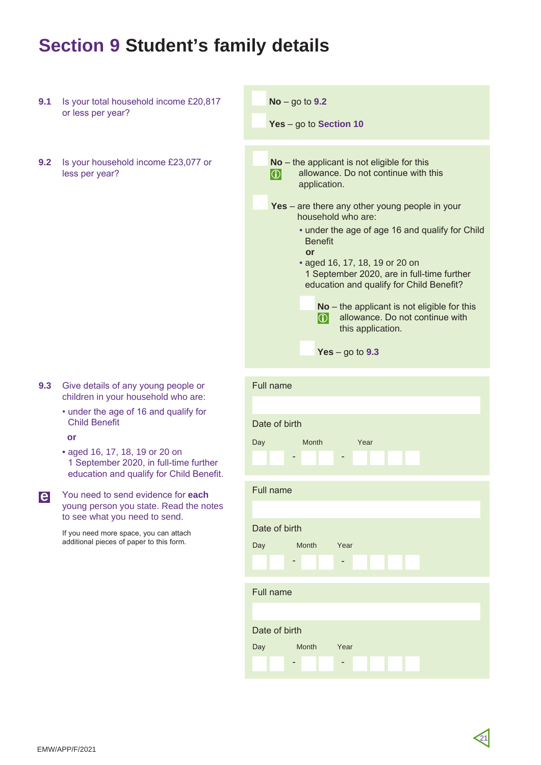# Section 9 Student's family details

**9.1** Is your total household income £20,817 or less per year?

- ☐ **No** – go to **9.2**
- ☐ **Yes** – go to **Section 10**

**9.2** Is your household income £23,077 or less per year?

- ☐ **No** – the applicant is not eligible for this allowance. Do not continue with this application.
- ☐ **Yes** – are there any other young people in your household who are:
  - under the age of age 16 and qualify for Child Benefit

    **or**
  - aged 16, 17, 18, 19 or 20 on 1 September 2020, are in full-time further education and qualify for Child Benefit?

  - ☐ **No** – the applicant is not eligible for this allowance. Do not continue with this application.
  - ☐ **Yes** – go to **9.3**

**9.3** Give details of any young people or children in your household who are:

- under the age of 16 and qualify for Child Benefit

  **or**
- aged 16, 17, 18, 19 or 20 on 1 September 2020, in full-time further education and qualify for Child Benefit.

You need to send evidence for **each** young person you state. Read the notes to see what you need to send.

If you need more space, you can attach additional pieces of paper to this form.

Full name

Date of birth

Day ☐☐ - Month ☐☐ - Year ☐☐☐☐

Full name

Date of birth

Day ☐☐ - Month ☐☐ - Year ☐☐☐☐

Full name

Date of birth

Day ☐☐ - Month ☐☐ - Year ☐☐☐☐

EMW/APP/F/2021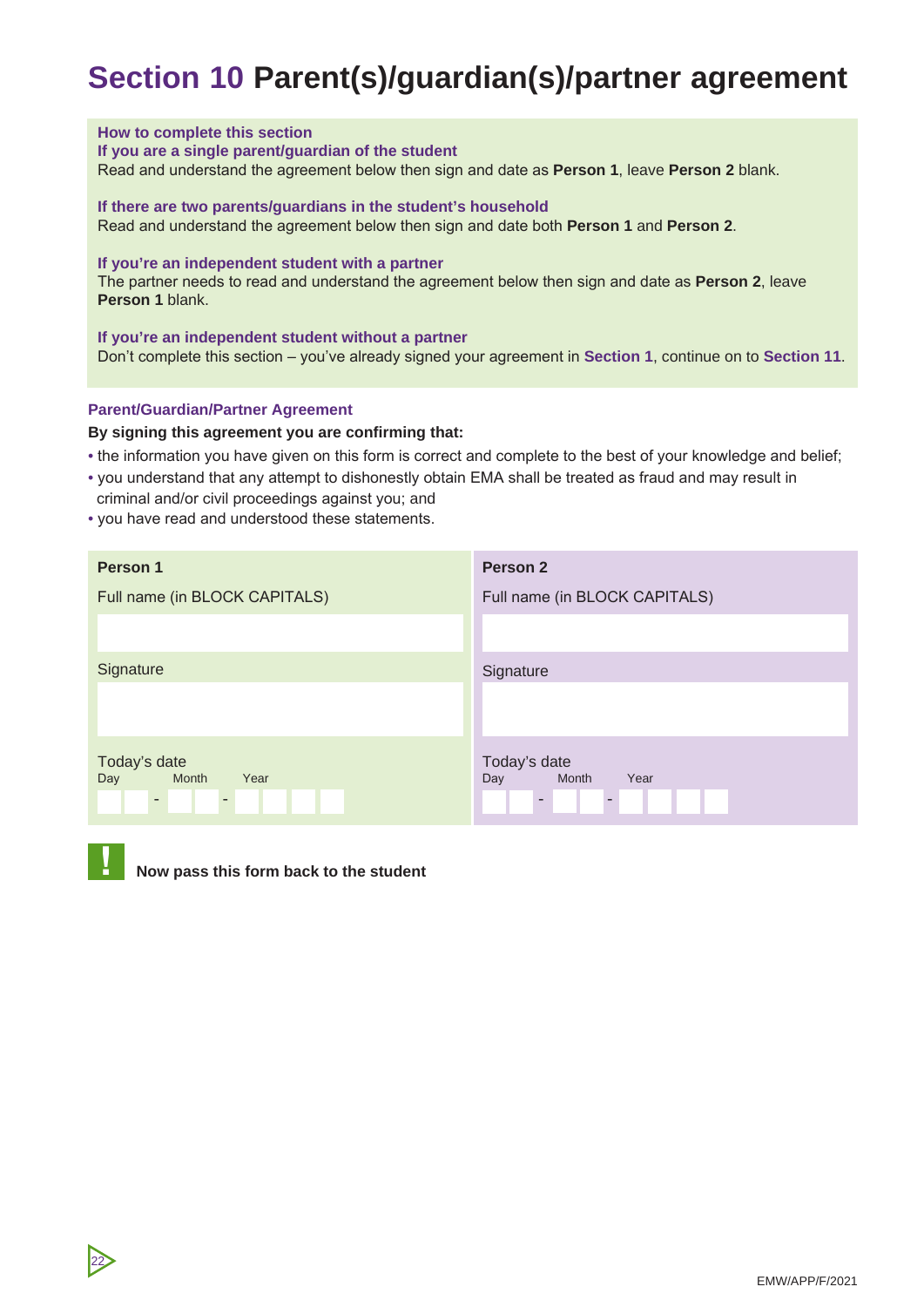# Section 10 Parent(s)/guardian(s)/partner agreement

**How to complete this section**

**If you are a single parent/guardian of the student**
Read and understand the agreement below then sign and date as **Person 1**, leave **Person 2** blank.

**If there are two parents/guardians in the student's household**
Read and understand the agreement below then sign and date both **Person 1** and **Person 2**.

**If you're an independent student with a partner**
The partner needs to read and understand the agreement below then sign and date as **Person 2**, leave **Person 1** blank.

**If you're an independent student without a partner**
Don't complete this section – you've already signed your agreement in **Section 1**, continue on to **Section 11**.

**Parent/Guardian/Partner Agreement**

**By signing this agreement you are confirming that:**

- the information you have given on this form is correct and complete to the best of your knowledge and belief;
- you understand that any attempt to dishonestly obtain EMA shall be treated as fraud and may result in criminal and/or civil proceedings against you; and
- you have read and understood these statements.

| **Person 1** | **Person 2** |
|---|---|
| Full name (in BLOCK CAPITALS) | Full name (in BLOCK CAPITALS) |
| | |
| Signature | Signature |
| | |
| Today's date<br>Day _ _ - Month _ _ - Year _ _ _ _ | Today's date<br>Day _ _ - Month _ _ - Year _ _ _ _ |

**Now pass this form back to the student**

EMW/APP/F/2021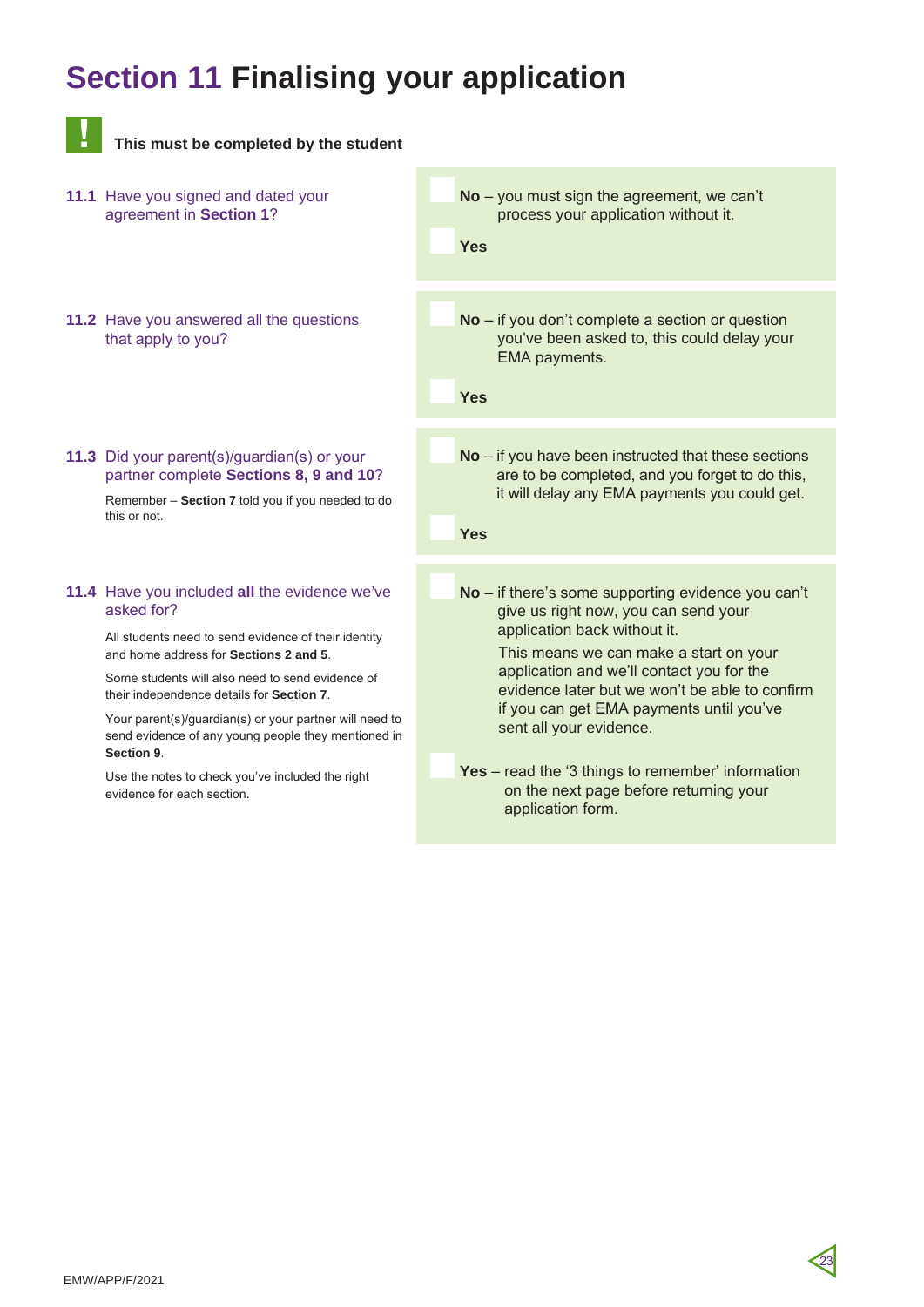# Section 11 Finalising your application

**This must be completed by the student**

**11.1** Have you signed and dated your agreement in **Section 1**?

- ☐ **No** – you must sign the agreement, we can't process your application without it.
- ☐ **Yes**

**11.2** Have you answered all the questions that apply to you?

- ☐ **No** – if you don't complete a section or question you've been asked to, this could delay your EMA payments.
- ☐ **Yes**

**11.3** Did your parent(s)/guardian(s) or your partner complete **Sections 8, 9 and 10**?

Remember – **Section 7** told you if you needed to do this or not.

- ☐ **No** – if you have been instructed that these sections are to be completed, and you forget to do this, it will delay any EMA payments you could get.
- ☐ **Yes**

**11.4** Have you included **all** the evidence we've asked for?

All students need to send evidence of their identity and home address for **Sections 2 and 5**.

Some students will also need to send evidence of their independence details for **Section 7**.

Your parent(s)/guardian(s) or your partner will need to send evidence of any young people they mentioned in **Section 9**.

Use the notes to check you've included the right evidence for each section.

- ☐ **No** – if there's some supporting evidence you can't give us right now, you can send your application back without it.
  This means we can make a start on your application and we'll contact you for the evidence later but we won't be able to confirm if you can get EMA payments until you've sent all your evidence.
- ☐ **Yes** – read the '3 things to remember' information on the next page before returning your application form.

EMW/APP/F/2021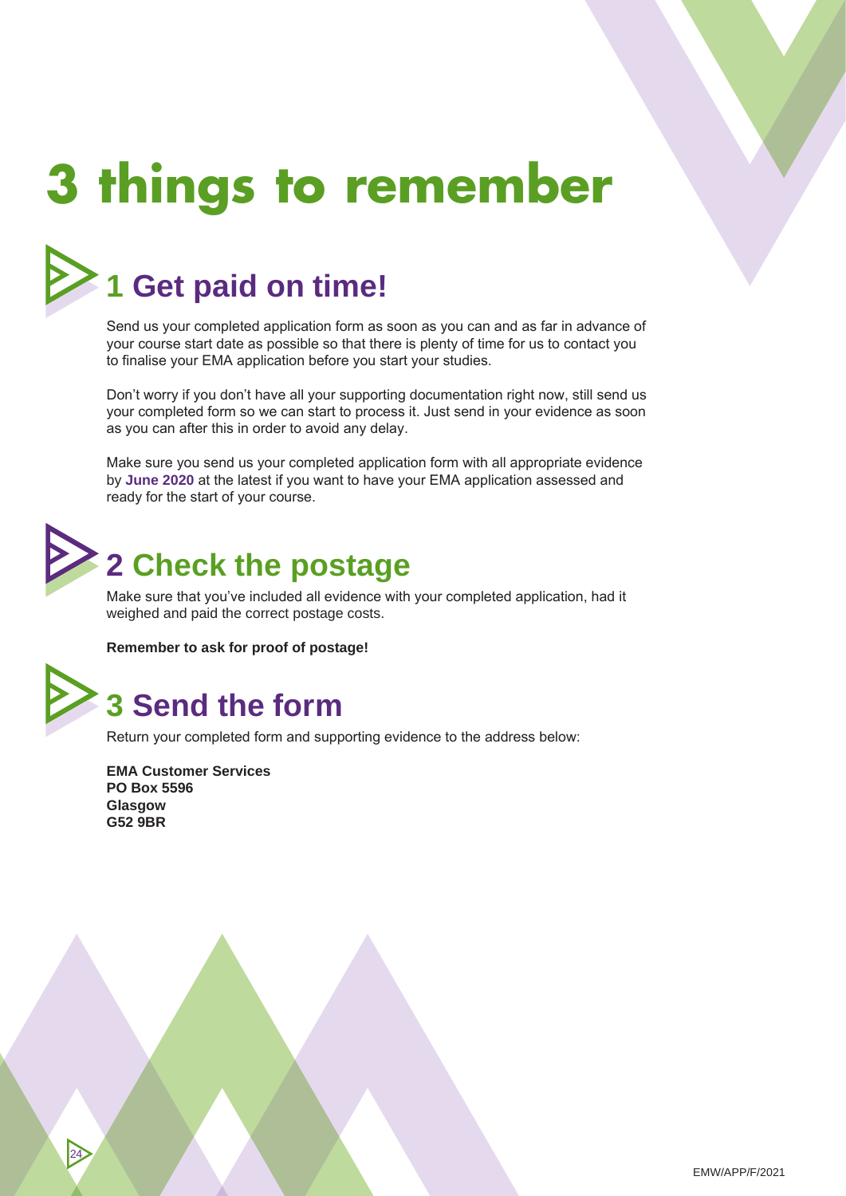# 3 things to remember

## 1 Get paid on time!

Send us your completed application form as soon as you can and as far in advance of your course start date as possible so that there is plenty of time for us to contact you to finalise your EMA application before you start your studies.

Don't worry if you don't have all your supporting documentation right now, still send us your completed form so we can start to process it. Just send in your evidence as soon as you can after this in order to avoid any delay.

Make sure you send us your completed application form with all appropriate evidence by **June 2020** at the latest if you want to have your EMA application assessed and ready for the start of your course.

## 2 Check the postage

Make sure that you've included all evidence with your completed application, had it weighed and paid the correct postage costs.

**Remember to ask for proof of postage!**

## 3 Send the form

Return your completed form and supporting evidence to the address below:

**EMA Customer Services**
**PO Box 5596**
**Glasgow**
**G52 9BR**

EMW/APP/F/2021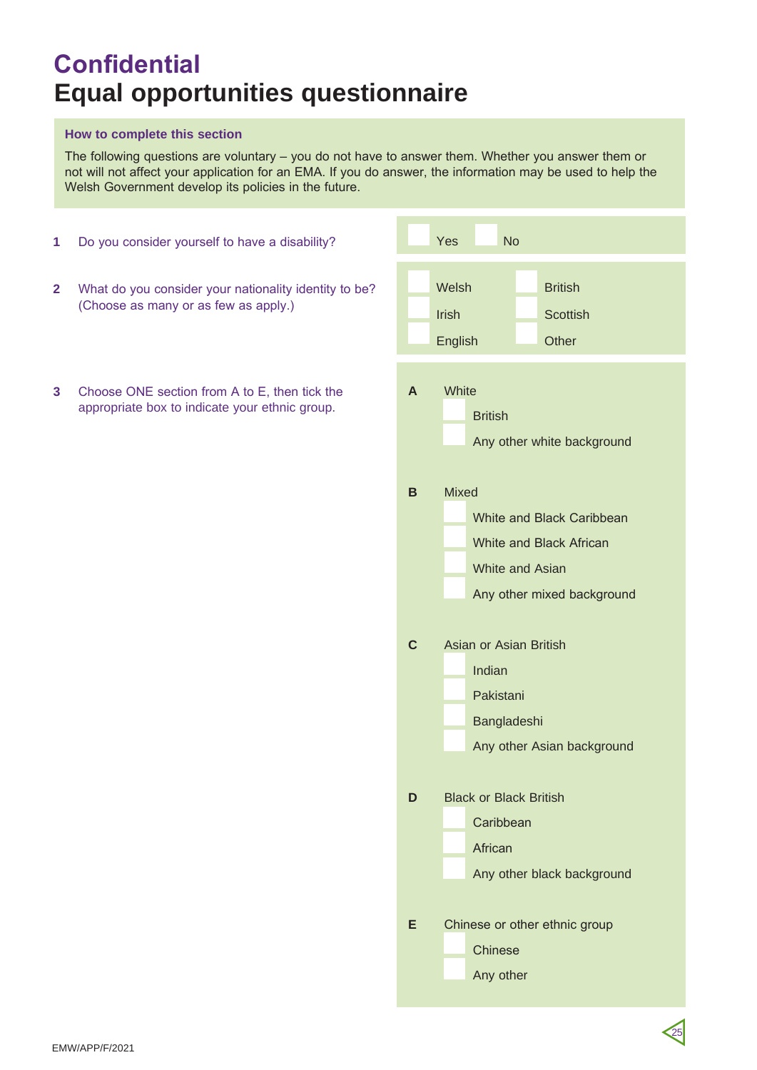# Confidential

# Equal opportunities questionnaire

**How to complete this section**

The following questions are voluntary – you do not have to answer them. Whether you answer them or not will not affect your application for an EMA. If you do answer, the information may be used to help the Welsh Government develop its policies in the future.

**1** Do you consider yourself to have a disability?

- ☐ Yes
- ☐ No

**2** What do you consider your nationality identity to be? (Choose as many or as few as apply.)

- ☐ Welsh
- ☐ British
- ☐ Irish
- ☐ Scottish
- ☐ English
- ☐ Other

**3** Choose ONE section from A to E, then tick the appropriate box to indicate your ethnic group.

**A** White

- ☐ British
- ☐ Any other white background

**B** Mixed

- ☐ White and Black Caribbean
- ☐ White and Black African
- ☐ White and Asian
- ☐ Any other mixed background

**C** Asian or Asian British

- ☐ Indian
- ☐ Pakistani
- ☐ Bangladeshi
- ☐ Any other Asian background

**D** Black or Black British

- ☐ Caribbean
- ☐ African
- ☐ Any other black background

**E** Chinese or other ethnic group

- ☐ Chinese
- ☐ Any other

EMW/APP/F/2021